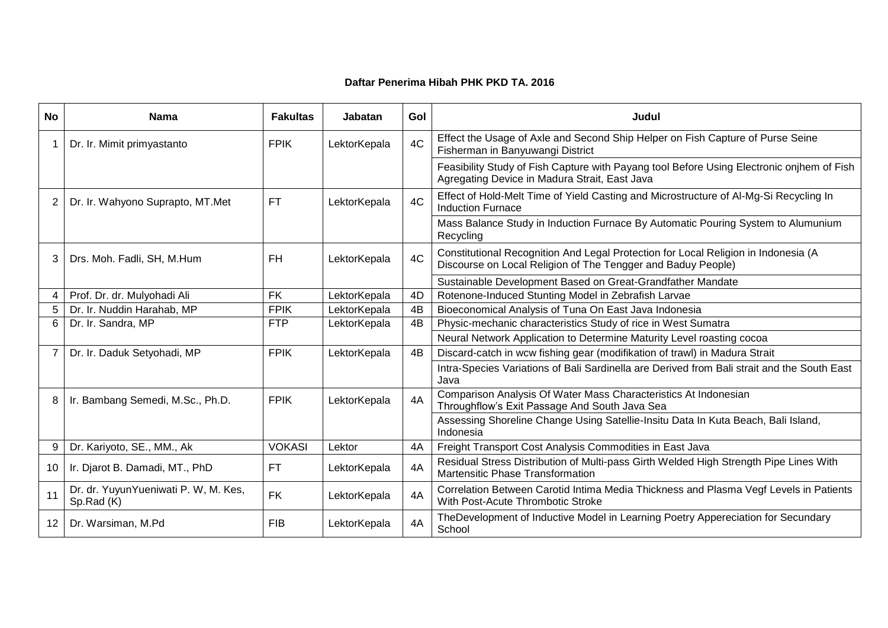**Daftar Penerima Hibah PHK PKD TA. 2016**

| No | Nama | Fakultas | Jabatan | Gol | Judul |
|---|---|---|---|---|---|
| 1 | Dr. Ir. Mimit primyastanto | FPIK | LektorKepala | 4C | Effect the Usage of Axle and Second Ship Helper on Fish Capture of Purse Seine Fisherman in Banyuwangi District |
| | | | | | Feasibility Study of Fish Capture with Payang tool Before Using Electronic onjhem of Fish Agregating Device in Madura Strait, East Java |
| 2 | Dr. Ir. Wahyono Suprapto, MT.Met | FT | LektorKepala | 4C | Effect of Hold-Melt Time of Yield Casting and Microstructure of Al-Mg-Si Recycling In Induction Furnace |
| | | | | | Mass Balance Study in Induction Furnace By Automatic Pouring System to Alumunium Recycling |
| 3 | Drs. Moh. Fadli, SH, M.Hum | FH | LektorKepala | 4C | Constitutional Recognition And Legal Protection for Local Religion in Indonesia (A Discourse on Local Religion of The Tengger and Baduy People) |
| | | | | | Sustainable Development Based on Great-Grandfather Mandate |
| 4 | Prof. Dr. dr. Mulyohadi Ali | FK | LektorKepala | 4D | Rotenone-Induced Stunting Model in Zebrafish Larvae |
| 5 | Dr. Ir. Nuddin Harahab, MP | FPIK | LektorKepala | 4B | Bioeconomical Analysis of Tuna On East Java Indonesia |
| 6 | Dr. Ir. Sandra, MP | FTP | LektorKepala | 4B | Physic-mechanic characteristics Study of rice in West Sumatra |
| | | | | | Neural Network Application to Determine Maturity Level roasting cocoa |
| 7 | Dr. Ir. Daduk Setyohadi, MP | FPIK | LektorKepala | 4B | Discard-catch in wcw fishing gear (modifikation of trawl) in Madura Strait |
| | | | | | Intra-Species Variations of Bali Sardinella are Derived from Bali strait and the South East Java |
| 8 | Ir. Bambang Semedi, M.Sc., Ph.D. | FPIK | LektorKepala | 4A | Comparison Analysis Of Water Mass Characteristics At Indonesian Throughflow's Exit Passage And South Java Sea |
| | | | | | Assessing Shoreline Change Using Satellie-Insitu Data In Kuta Beach, Bali Island, Indonesia |
| 9 | Dr. Kariyoto, SE., MM., Ak | VOKASI | Lektor | 4A | Freight Transport Cost Analysis Commodities in East Java |
| 10 | Ir. Djarot B. Damadi, MT., PhD | FT | LektorKepala | 4A | Residual Stress Distribution of Multi-pass Girth Welded High Strength Pipe Lines With Martensitic Phase Transformation |
| 11 | Dr. dr. YuyunYueniwati P. W, M. Kes, Sp.Rad (K) | FK | LektorKepala | 4A | Correlation Between Carotid Intima Media Thickness and Plasma Vegf Levels in Patients With Post-Acute Thrombotic Stroke |
| 12 | Dr. Warsiman, M.Pd | FIB | LektorKepala | 4A | TheDevelopment of Inductive Model in Learning Poetry Appereciation for Secundary School |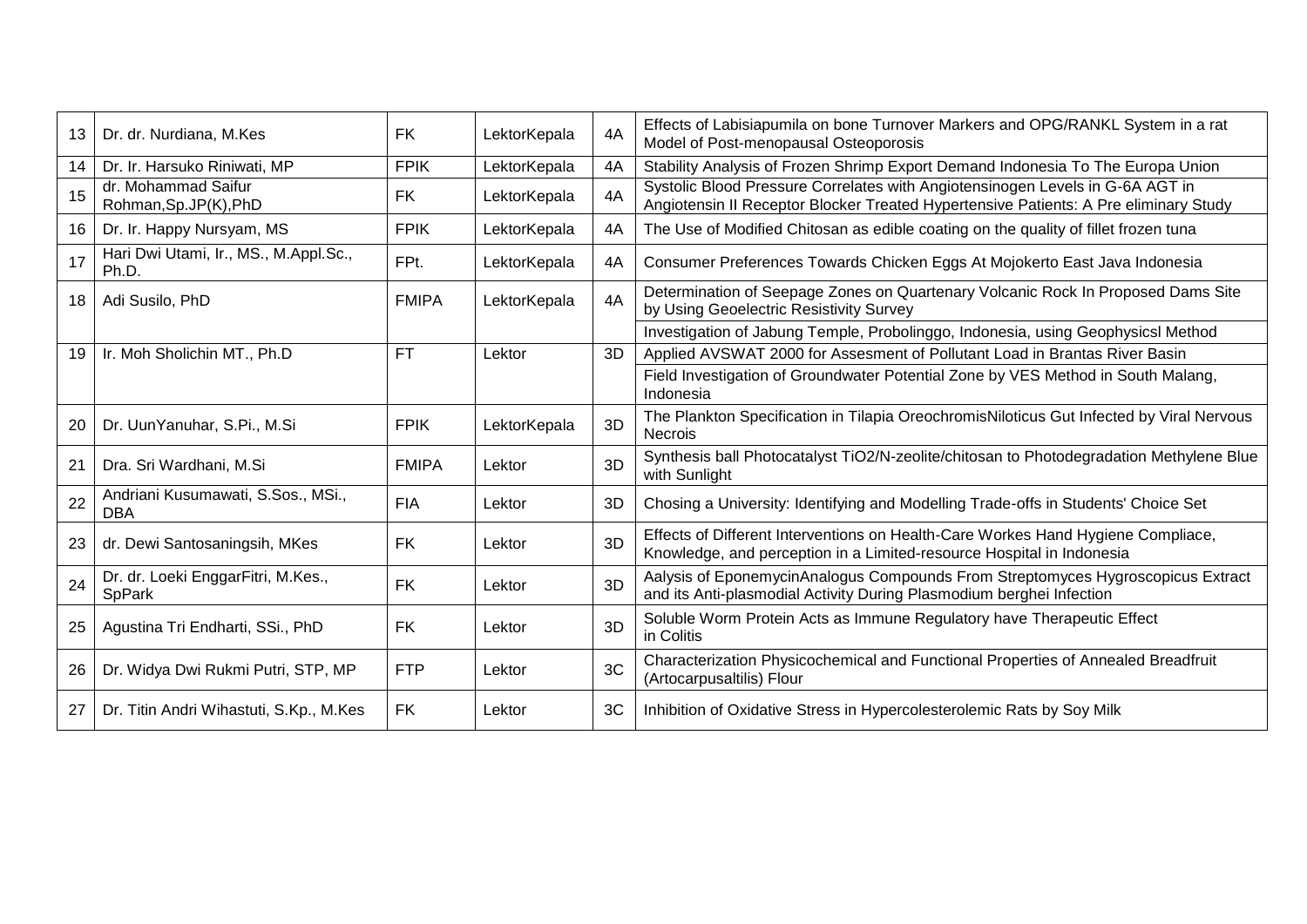| 13 | Dr. dr. Nurdiana, M.Kes | FK | LektorKepala | 4A | Effects of Labisiapumila on bone Turnover Markers and OPG/RANKL System in a rat Model of Post-menopausal Osteoporosis |
|---|---|---|---|---|---|
| 14 | Dr. Ir. Harsuko Riniwati, MP | FPIK | LektorKepala | 4A | Stability Analysis of Frozen Shrimp Export Demand Indonesia To The Europa Union |
| 15 | dr. Mohammad Saifur Rohman,Sp.JP(K),PhD | FK | LektorKepala | 4A | Systolic Blood Pressure Correlates with Angiotensinogen Levels in G-6A AGT in Angiotensin II Receptor Blocker Treated Hypertensive Patients: A Pre eliminary Study |
| 16 | Dr. Ir. Happy Nursyam, MS | FPIK | LektorKepala | 4A | The Use of Modified Chitosan as edible coating on the quality of fillet frozen tuna |
| 17 | Hari Dwi Utami, Ir., MS., M.Appl.Sc., Ph.D. | FPt. | LektorKepala | 4A | Consumer Preferences Towards Chicken Eggs At Mojokerto East Java Indonesia |
| 18 | Adi Susilo, PhD | FMIPA | LektorKepala | 4A | Determination of Seepage Zones on Quartenary Volcanic Rock In Proposed Dams Site by Using Geoelectric Resistivity Survey |
| | | | | | Investigation of Jabung Temple, Probolinggo, Indonesia, using Geophysicsl Method |
| 19 | Ir. Moh Sholichin MT., Ph.D | FT | Lektor | 3D | Applied AVSWAT 2000 for Assesment of Pollutant Load in Brantas River Basin |
| | | | | | Field Investigation of Groundwater Potential Zone by VES Method in South Malang, Indonesia |
| 20 | Dr. UunYanuhar, S.Pi., M.Si | FPIK | LektorKepala | 3D | The Plankton Specification in Tilapia OreochromisNiloticus Gut Infected by Viral Nervous Necrois |
| 21 | Dra. Sri Wardhani, M.Si | FMIPA | Lektor | 3D | Synthesis ball Photocatalyst TiO2/N-zeolite/chitosan to Photodegradation Methylene Blue with Sunlight |
| 22 | Andriani Kusumawati, S.Sos., MSi., DBA | FIA | Lektor | 3D | Chosing a University: Identifying and Modelling Trade-offs in Students' Choice Set |
| 23 | dr. Dewi Santosaningsih, MKes | FK | Lektor | 3D | Effects of Different Interventions on Health-Care Workes Hand Hygiene Compliace, Knowledge, and perception in a Limited-resource Hospital in Indonesia |
| 24 | Dr. dr. Loeki EnggarFitri, M.Kes., SpPark | FK | Lektor | 3D | Aalysis of EponemycinAnalogus Compounds From Streptomyces Hygroscopicus Extract and its Anti-plasmodial Activity During Plasmodium berghei Infection |
| 25 | Agustina Tri Endharti, SSi., PhD | FK | Lektor | 3D | Soluble Worm Protein Acts as Immune Regulatory have Therapeutic Effect in Colitis |
| 26 | Dr. Widya Dwi Rukmi Putri, STP, MP | FTP | Lektor | 3C | Characterization Physicochemical and Functional Properties of Annealed Breadfruit (Artocarpusaltilis) Flour |
| 27 | Dr. Titin Andri Wihastuti, S.Kp., M.Kes | FK | Lektor | 3C | Inhibition of Oxidative Stress in Hypercolesterolemic Rats by Soy Milk |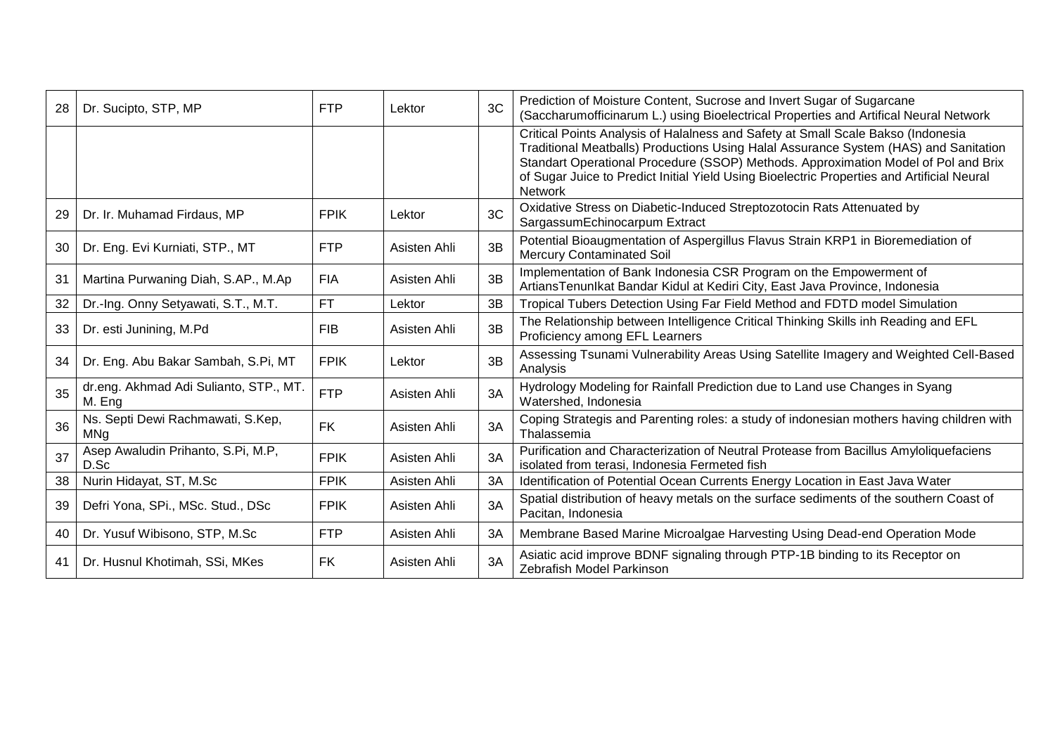| | | | | | |
|---|---|---|---|---|---|
| 28 | Dr. Sucipto, STP, MP | FTP | Lektor | 3C | Prediction of Moisture Content, Sucrose and Invert Sugar of Sugarcane (Saccharumofficinarum L.) using Bioelectrical Properties and Artifical Neural Network |
| | | | | | Critical Points Analysis of Halalness and Safety at Small Scale Bakso (Indonesia Traditional Meatballs) Productions Using Halal Assurance System (HAS) and Sanitation Standart Operational Procedure (SSOP) Methods. Approximation Model of Pol and Brix of Sugar Juice to Predict Initial Yield Using Bioelectric Properties and Artificial Neural Network |
| 29 | Dr. Ir. Muhamad Firdaus, MP | FPIK | Lektor | 3C | Oxidative Stress on Diabetic-Induced Streptozotocin Rats Attenuated by SargassumEchinocarpum Extract |
| 30 | Dr. Eng. Evi Kurniati, STP., MT | FTP | Asisten Ahli | 3B | Potential Bioaugmentation of Aspergillus Flavus Strain KRP1 in Bioremediation of Mercury Contaminated Soil |
| 31 | Martina Purwaning Diah, S.AP., M.Ap | FIA | Asisten Ahli | 3B | Implementation of Bank Indonesia CSR Program on the Empowerment of ArtiansTenunIkat Bandar Kidul at Kediri City, East Java Province, Indonesia |
| 32 | Dr.-Ing. Onny Setyawati, S.T., M.T. | FT | Lektor | 3B | Tropical Tubers Detection Using Far Field Method and FDTD model Simulation |
| 33 | Dr. esti Junining, M.Pd | FIB | Asisten Ahli | 3B | The Relationship between Intelligence Critical Thinking Skills inh Reading and EFL Proficiency among EFL Learners |
| 34 | Dr. Eng. Abu Bakar Sambah, S.Pi, MT | FPIK | Lektor | 3B | Assessing Tsunami Vulnerability Areas Using Satellite Imagery and Weighted Cell-Based Analysis |
| 35 | dr.eng. Akhmad Adi Sulianto, STP., MT. M. Eng | FTP | Asisten Ahli | 3A | Hydrology Modeling for Rainfall Prediction due to Land use Changes in Syang Watershed, Indonesia |
| 36 | Ns. Septi Dewi Rachmawati, S.Kep, MNg | FK | Asisten Ahli | 3A | Coping Strategis and Parenting roles: a study of indonesian mothers having children with Thalassemia |
| 37 | Asep Awaludin Prihanto, S.Pi, M.P, D.Sc | FPIK | Asisten Ahli | 3A | Purification and Characterization of Neutral Protease from Bacillus Amyloliquefaciens isolated from terasi, Indonesia Fermeted fish |
| 38 | Nurin Hidayat, ST, M.Sc | FPIK | Asisten Ahli | 3A | Identification of Potential Ocean Currents Energy Location in East Java Water |
| 39 | Defri Yona, SPi., MSc. Stud., DSc | FPIK | Asisten Ahli | 3A | Spatial distribution of heavy metals on the surface sediments of the southern Coast of Pacitan, Indonesia |
| 40 | Dr. Yusuf Wibisono, STP, M.Sc | FTP | Asisten Ahli | 3A | Membrane Based Marine Microalgae Harvesting Using Dead-end Operation Mode |
| 41 | Dr. Husnul Khotimah, SSi, MKes | FK | Asisten Ahli | 3A | Asiatic acid improve BDNF signaling through PTP-1B binding to its Receptor on Zebrafish Model Parkinson |